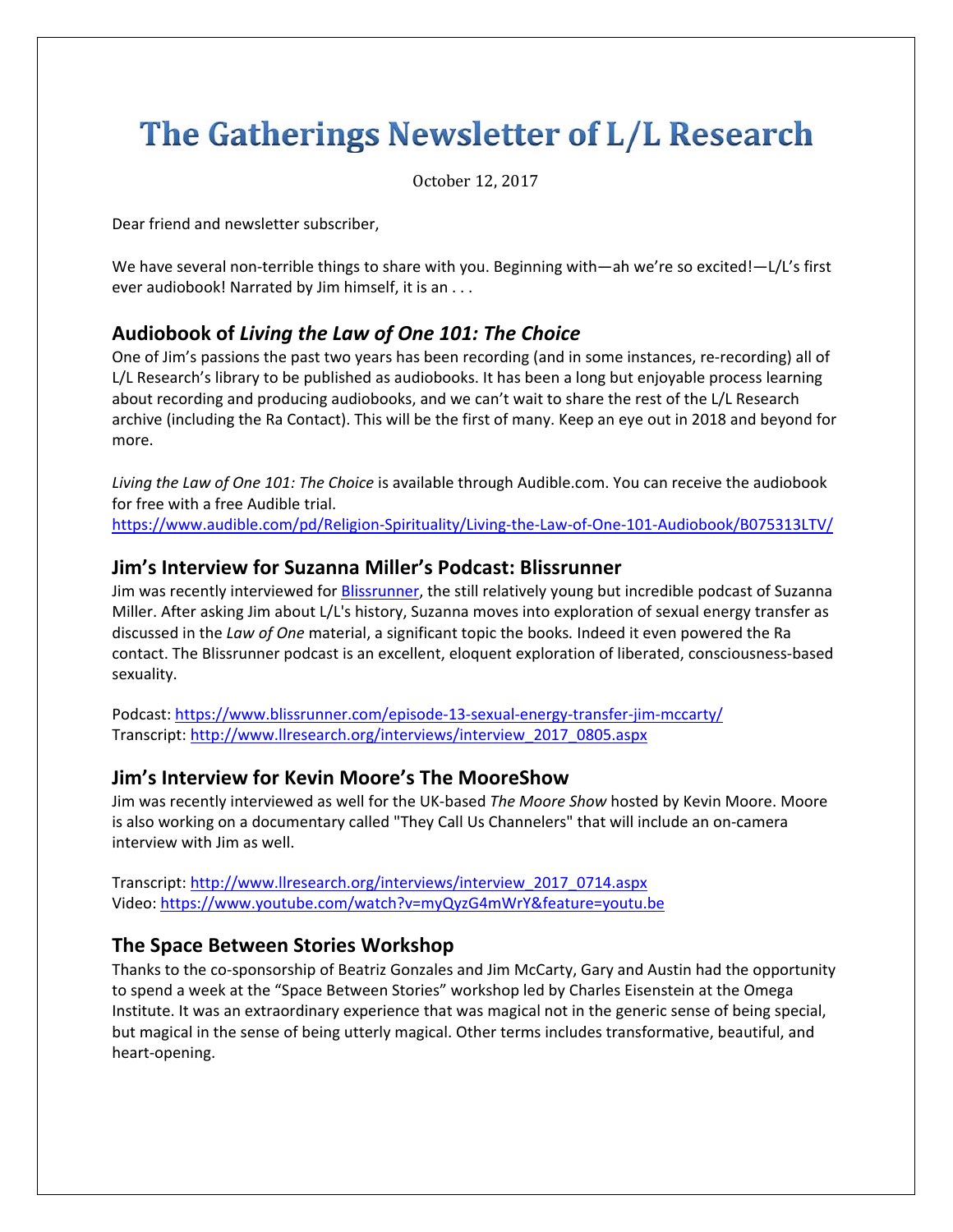# The Gatherings Newsletter of L/L Research

October 12, 2017

Dear friend and newsletter subscriber,

We have several non-terrible things to share with you. Beginning with—ah we're so excited!—L/L's first ever audiobook! Narrated by Jim himself, it is an . . .

## Audiobook of *Living the Law of One 101: The Choice*

One of Jim's passions the past two years has been recording (and in some instances, re-recording) all of L/L Research's library to be published as audiobooks. It has been a long but enjoyable process learning about recording and producing audiobooks, and we can't wait to share the rest of the L/L Research archive (including the Ra Contact). This will be the first of many. Keep an eye out in 2018 and beyond for more.

*Living the Law of One 101: The Choice* is available through Audible.com. You can receive the audiobook for free with a free Audible trial.
https://www.audible.com/pd/Religion-Spirituality/Living-the-Law-of-One-101-Audiobook/B075313LTV/

## Jim's Interview for Suzanna Miller's Podcast: Blissrunner

Jim was recently interviewed for Blissrunner, the still relatively young but incredible podcast of Suzanna Miller. After asking Jim about L/L's history, Suzanna moves into exploration of sexual energy transfer as discussed in the *Law of One* material, a significant topic the books. Indeed it even powered the Ra contact. The Blissrunner podcast is an excellent, eloquent exploration of liberated, consciousness-based sexuality.

Podcast: https://www.blissrunner.com/episode-13-sexual-energy-transfer-jim-mccarty/
Transcript: http://www.llresearch.org/interviews/interview_2017_0805.aspx

## Jim's Interview for Kevin Moore's The MooreShow

Jim was recently interviewed as well for the UK-based *The Moore Show* hosted by Kevin Moore. Moore is also working on a documentary called "They Call Us Channelers" that will include an on-camera interview with Jim as well.

Transcript: http://www.llresearch.org/interviews/interview_2017_0714.aspx
Video: https://www.youtube.com/watch?v=myQyzG4mWrY&feature=youtu.be

## The Space Between Stories Workshop

Thanks to the co-sponsorship of Beatriz Gonzales and Jim McCarty, Gary and Austin had the opportunity to spend a week at the "Space Between Stories" workshop led by Charles Eisenstein at the Omega Institute. It was an extraordinary experience that was magical not in the generic sense of being special, but magical in the sense of being utterly magical. Other terms includes transformative, beautiful, and heart-opening.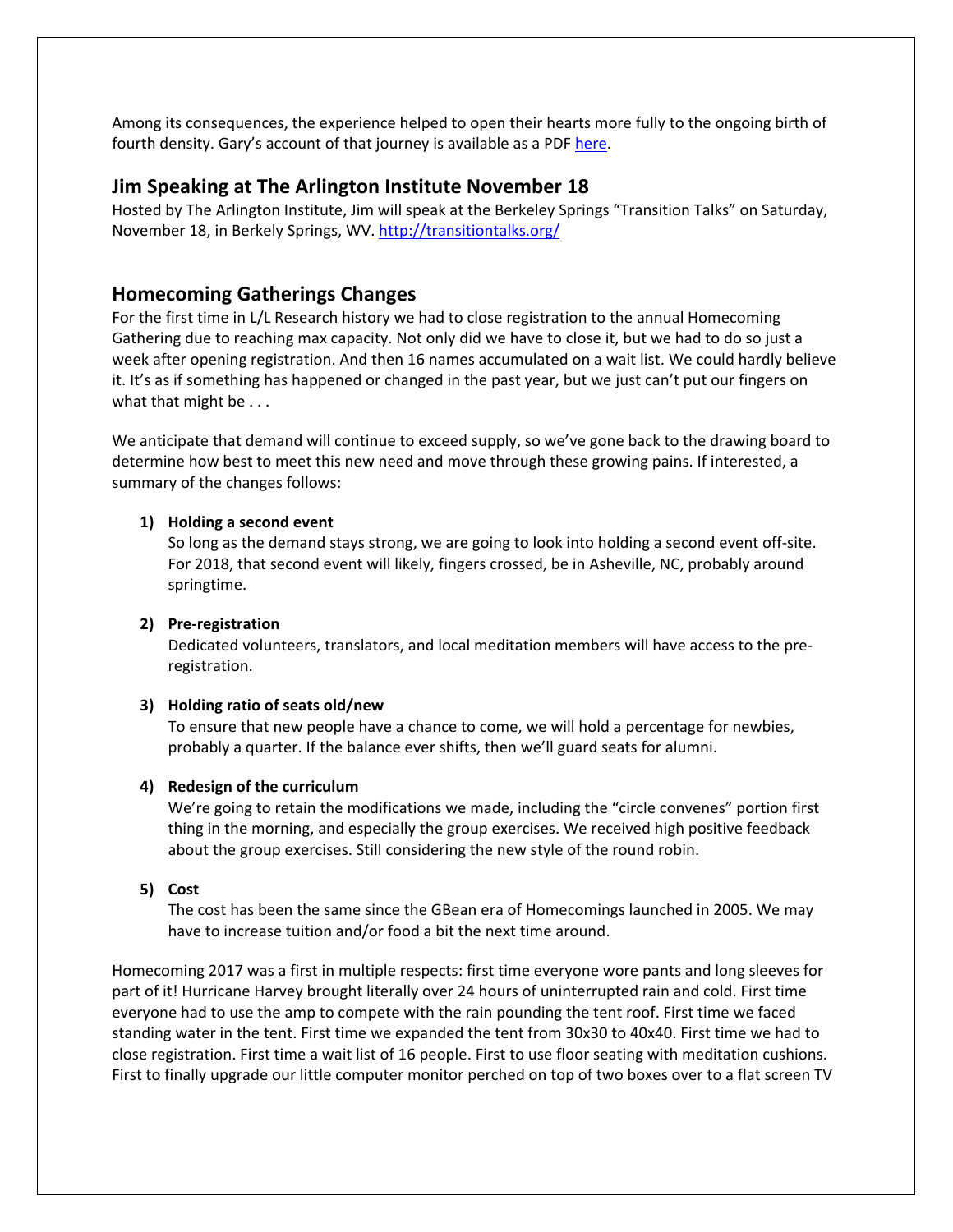Among its consequences, the experience helped to open their hearts more fully to the ongoing birth of fourth density. Gary's account of that journey is available as a PDF [here](here).

## Jim Speaking at The Arlington Institute November 18

Hosted by The Arlington Institute, Jim will speak at the Berkeley Springs "Transition Talks" on Saturday, November 18, in Berkely Springs, WV. [http://transitiontalks.org/](http://transitiontalks.org/)

## Homecoming Gatherings Changes

For the first time in L/L Research history we had to close registration to the annual Homecoming Gathering due to reaching max capacity. Not only did we have to close it, but we had to do so just a week after opening registration. And then 16 names accumulated on a wait list. We could hardly believe it. It's as if something has happened or changed in the past year, but we just can't put our fingers on what that might be . . .

We anticipate that demand will continue to exceed supply, so we've gone back to the drawing board to determine how best to meet this new need and move through these growing pains. If interested, a summary of the changes follows:

1) **Holding a second event**
   So long as the demand stays strong, we are going to look into holding a second event off-site. For 2018, that second event will likely, fingers crossed, be in Asheville, NC, probably around springtime.

2) **Pre-registration**
   Dedicated volunteers, translators, and local meditation members will have access to the pre-registration.

3) **Holding ratio of seats old/new**
   To ensure that new people have a chance to come, we will hold a percentage for newbies, probably a quarter. If the balance ever shifts, then we'll guard seats for alumni.

4) **Redesign of the curriculum**
   We're going to retain the modifications we made, including the "circle convenes" portion first thing in the morning, and especially the group exercises. We received high positive feedback about the group exercises. Still considering the new style of the round robin.

5) **Cost**
   The cost has been the same since the GBean era of Homecomings launched in 2005. We may have to increase tuition and/or food a bit the next time around.

Homecoming 2017 was a first in multiple respects: first time everyone wore pants and long sleeves for part of it! Hurricane Harvey brought literally over 24 hours of uninterrupted rain and cold. First time everyone had to use the amp to compete with the rain pounding the tent roof. First time we faced standing water in the tent. First time we expanded the tent from 30x30 to 40x40. First time we had to close registration. First time a wait list of 16 people. First to use floor seating with meditation cushions. First to finally upgrade our little computer monitor perched on top of two boxes over to a flat screen TV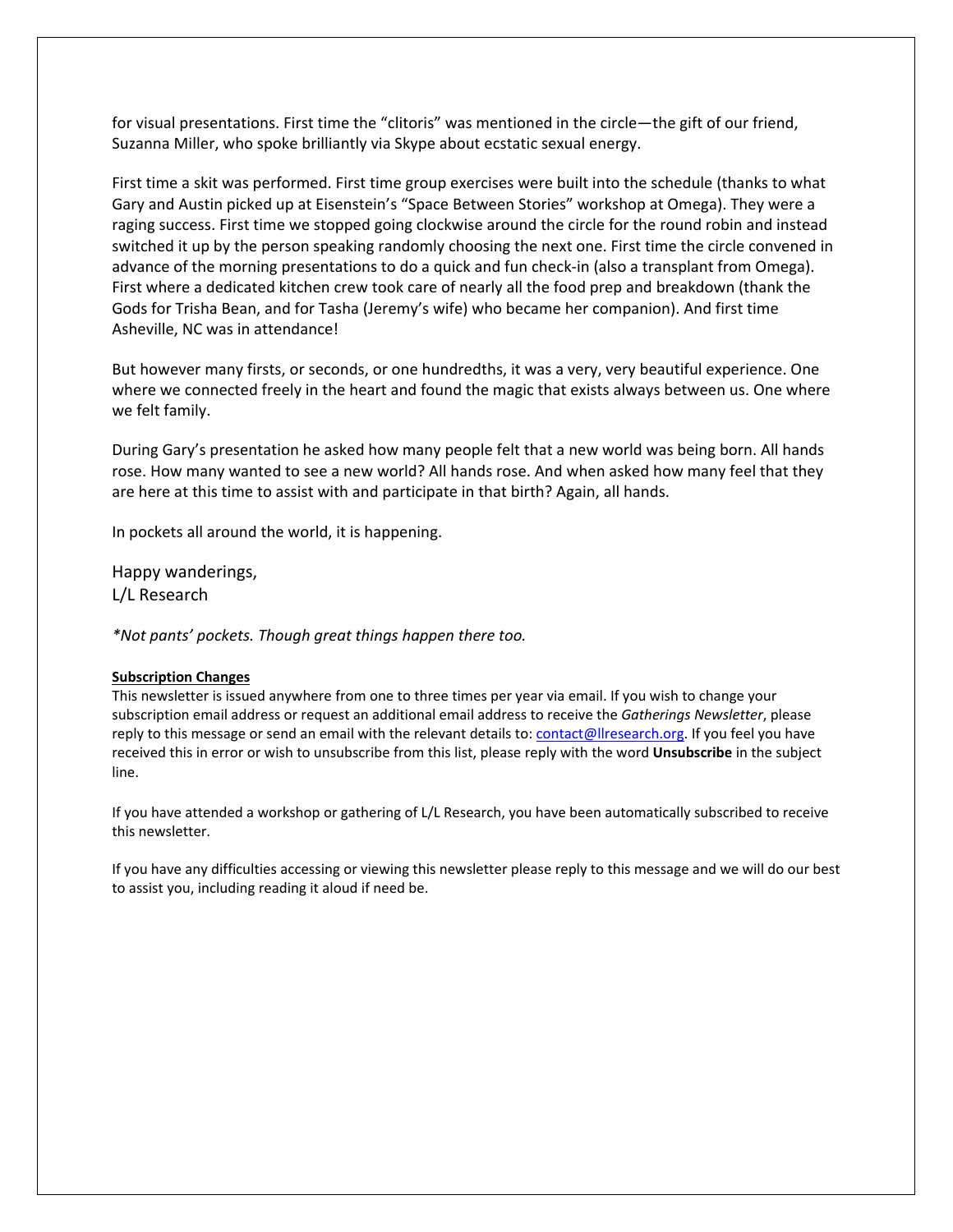for visual presentations. First time the "clitoris" was mentioned in the circle—the gift of our friend, Suzanna Miller, who spoke brilliantly via Skype about ecstatic sexual energy.

First time a skit was performed. First time group exercises were built into the schedule (thanks to what Gary and Austin picked up at Eisenstein's "Space Between Stories" workshop at Omega). They were a raging success. First time we stopped going clockwise around the circle for the round robin and instead switched it up by the person speaking randomly choosing the next one. First time the circle convened in advance of the morning presentations to do a quick and fun check-in (also a transplant from Omega). First where a dedicated kitchen crew took care of nearly all the food prep and breakdown (thank the Gods for Trisha Bean, and for Tasha (Jeremy's wife) who became her companion). And first time Asheville, NC was in attendance!

But however many firsts, or seconds, or one hundredths, it was a very, very beautiful experience. One where we connected freely in the heart and found the magic that exists always between us. One where we felt family.

During Gary's presentation he asked how many people felt that a new world was being born. All hands rose. How many wanted to see a new world? All hands rose. And when asked how many feel that they are here at this time to assist with and participate in that birth? Again, all hands.

In pockets all around the world, it is happening.

Happy wanderings,
L/L Research

*\*Not pants' pockets. Though great things happen there too.*

**Subscription Changes**

This newsletter is issued anywhere from one to three times per year via email. If you wish to change your subscription email address or request an additional email address to receive the *Gatherings Newsletter*, please reply to this message or send an email with the relevant details to: contact@llresearch.org. If you feel you have received this in error or wish to unsubscribe from this list, please reply with the word **Unsubscribe** in the subject line.

If you have attended a workshop or gathering of L/L Research, you have been automatically subscribed to receive this newsletter.

If you have any difficulties accessing or viewing this newsletter please reply to this message and we will do our best to assist you, including reading it aloud if need be.